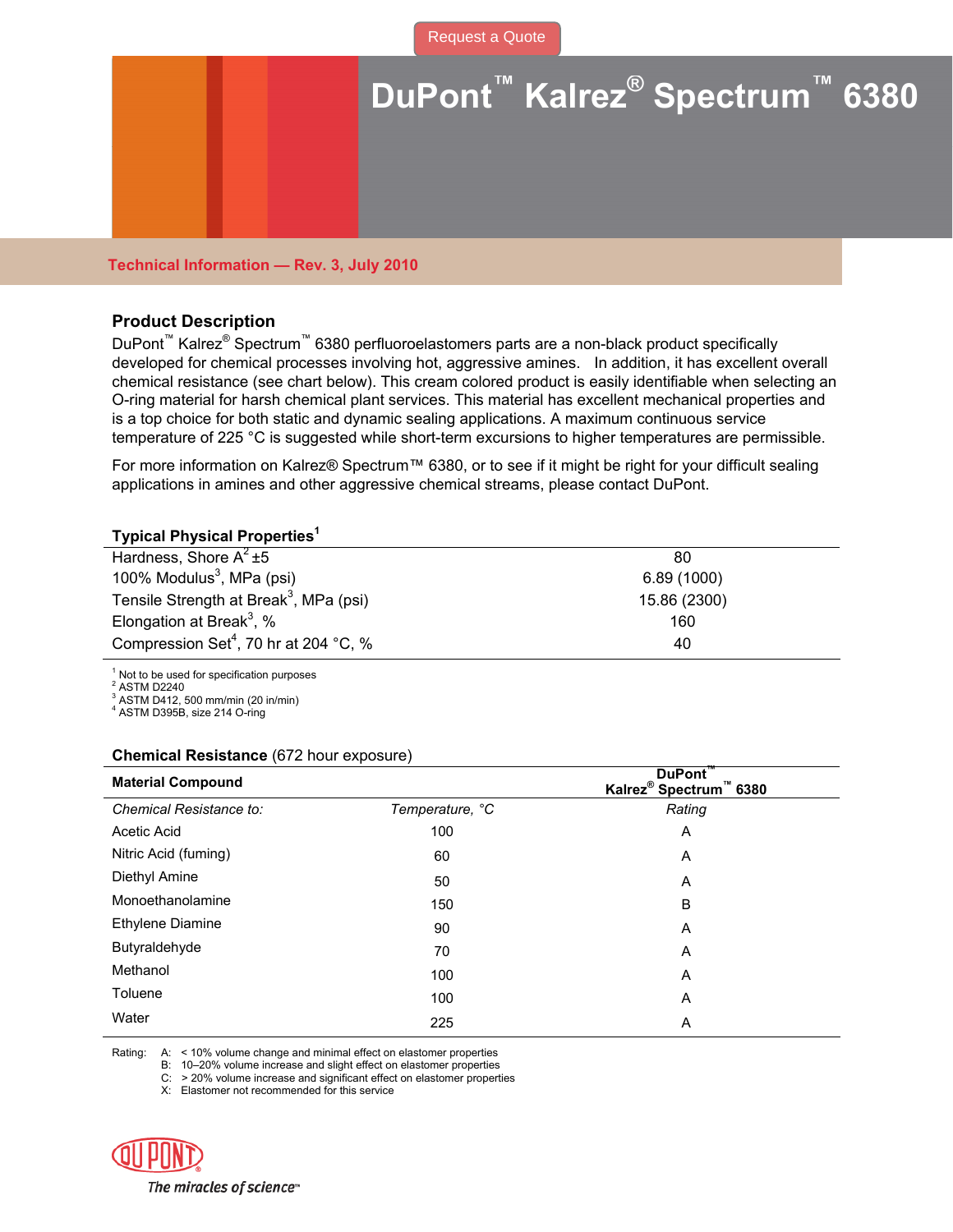Request a Quote

# DuPont™ Kalrez® Spectrum™ 6380

**Technical Information — Rev. 3, July 2010**

## Product Description

DuPont™ Kalrez® Spectrum™ 6380 perfluoroelastomers parts are a non-black product specifically developed for chemical processes involving hot, aggressive amines. In addition, it has excellent overall chemical resistance (see chart below). This cream colored product is easily identifiable when selecting an O-ring material for harsh chemical plant services. This material has excellent mechanical properties and is a top choice for both static and dynamic sealing applications. A maximum continuous service temperature of 225 °C is suggested while short-term excursions to higher temperatures are permissible.

For more information on Kalrez® Spectrum™ 6380, or to see if it might be right for your difficult sealing applications in amines and other aggressive chemical streams, please contact DuPont.

### Typical Physical Properties[1]

| Property | Value |
|---|---|
| Hardness, Shore A[2] ±5 | 80 |
| 100% Modulus[3], MPa (psi) | 6.89 (1000) |
| Tensile Strength at Break[3], MPa (psi) | 15.86 (2300) |
| Elongation at Break[3], % | 160 |
| Compression Set[4], 70 hr at 204 °C, % | 40 |

[1] Not to be used for specification purposes
[2] ASTM D2240
[3] ASTM D412, 500 mm/min (20 in/min)
[4] ASTM D395B, size 214 O-ring

### Chemical Resistance (672 hour exposure)

| **Material Compound** | | **DuPont™ Kalrez® Spectrum™ 6380** |
|---|---|---|
| *Chemical Resistance to:* | *Temperature, °C* | *Rating* |
| Acetic Acid | 100 | A |
| Nitric Acid (fuming) | 60 | A |
| Diethyl Amine | 50 | A |
| Monoethanolamine | 150 | B |
| Ethylene Diamine | 90 | A |
| Butyraldehyde | 70 | A |
| Methanol | 100 | A |
| Toluene | 100 | A |
| Water | 225 | A |

Rating:
- A: < 10% volume change and minimal effect on elastomer properties
- B: 10–20% volume increase and slight effect on elastomer properties
- C: > 20% volume increase and significant effect on elastomer properties
- X: Elastomer not recommended for this service

DUPONT
The miracles of science™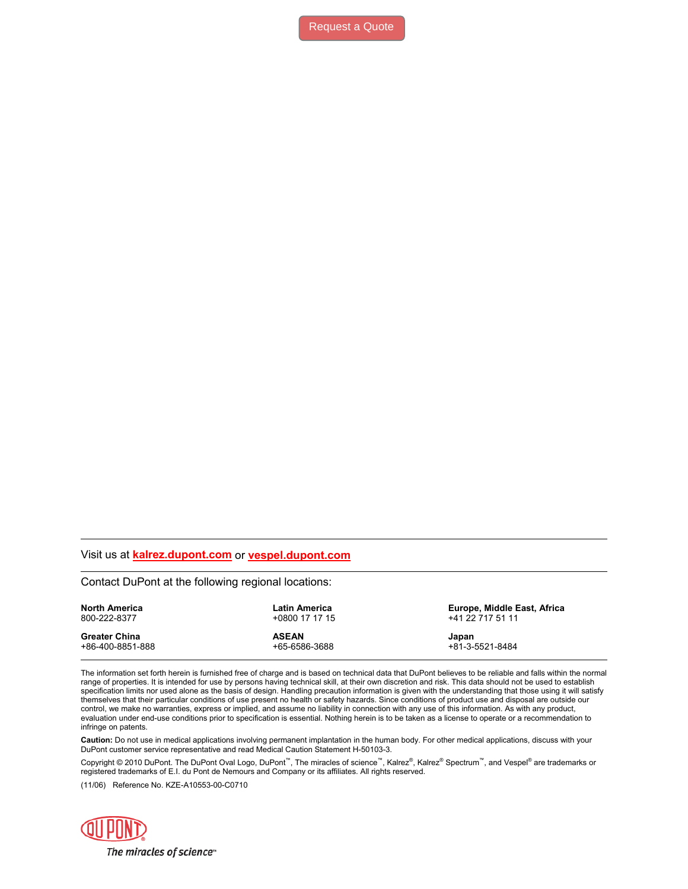Request a Quote

Visit us at **kalrez.dupont.com** or **vespel.dupont.com**

Contact DuPont at the following regional locations:

| | | |
|---|---|---|
| **North America**<br>800-222-8377 | **Latin America**<br>+0800 17 17 15 | **Europe, Middle East, Africa**<br>+41 22 717 51 11 |
| **Greater China**<br>+86-400-8851-888 | **ASEAN**<br>+65-6586-3688 | **Japan**<br>+81-3-5521-8484 |

The information set forth herein is furnished free of charge and is based on technical data that DuPont believes to be reliable and falls within the normal range of properties. It is intended for use by persons having technical skill, at their own discretion and risk. This data should not be used to establish specification limits nor used alone as the basis of design. Handling precaution information is given with the understanding that those using it will satisfy themselves that their particular conditions of use present no health or safety hazards. Since conditions of product use and disposal are outside our control, we make no warranties, express or implied, and assume no liability in connection with any use of this information. As with any product, evaluation under end-use conditions prior to specification is essential. Nothing herein is to be taken as a license to operate or a recommendation to infringe on patents.

**Caution:** Do not use in medical applications involving permanent implantation in the human body. For other medical applications, discuss with your DuPont customer service representative and read Medical Caution Statement H-50103-3.

Copyright © 2010 DuPont. The DuPont Oval Logo, DuPont™, The miracles of science™, Kalrez®, Kalrez® Spectrum™, and Vespel® are trademarks or registered trademarks of E.I. du Pont de Nemours and Company or its affiliates. All rights reserved.

(11/06) Reference No. KZE-A10553-00-C0710

The miracles of science™